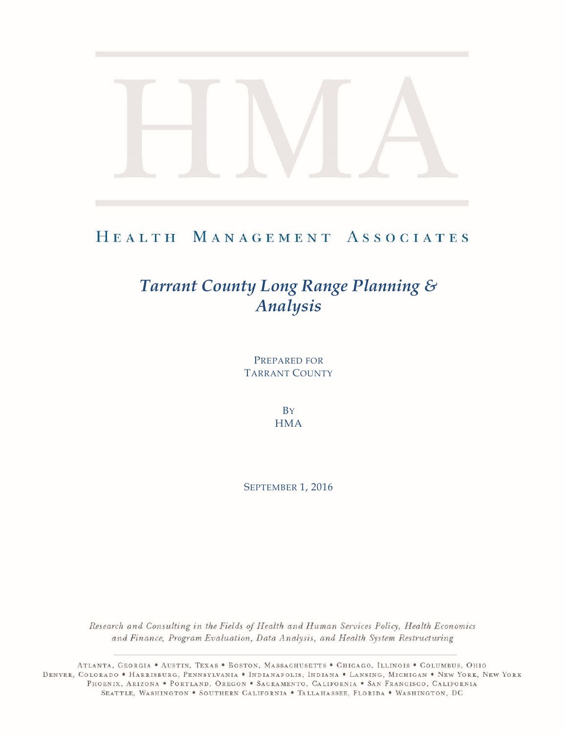# HMA

HEALTH MANAGEMENT ASSOCIATES

## *Tarrant County Long Range Planning & Analysis*

PREPARED FOR
TARRANT COUNTY

BY
HMA

SEPTEMBER 1, 2016

*Research and Consulting in the Fields of Health and Human Services Policy, Health Economics and Finance, Program Evaluation, Data Analysis, and Health System Restructuring*

ATLANTA, GEORGIA • AUSTIN, TEXAS • BOSTON, MASSACHUSETTS • CHICAGO, ILLINOIS • COLUMBUS, OHIO
DENVER, COLORADO • HARRISBURG, PENNSYLVANIA • INDIANAPOLIS, INDIANA • LANSING, MICHIGAN • NEW YORK, NEW YORK
PHOENIX, ARIZONA • PORTLAND, OREGON • SACRAMENTO, CALIFORNIA • SAN FRANCISCO, CALIFORNIA
SEATTLE, WASHINGTON • SOUTHERN CALIFORNIA • TALLAHASSEE, FLORIDA • WASHINGTON, DC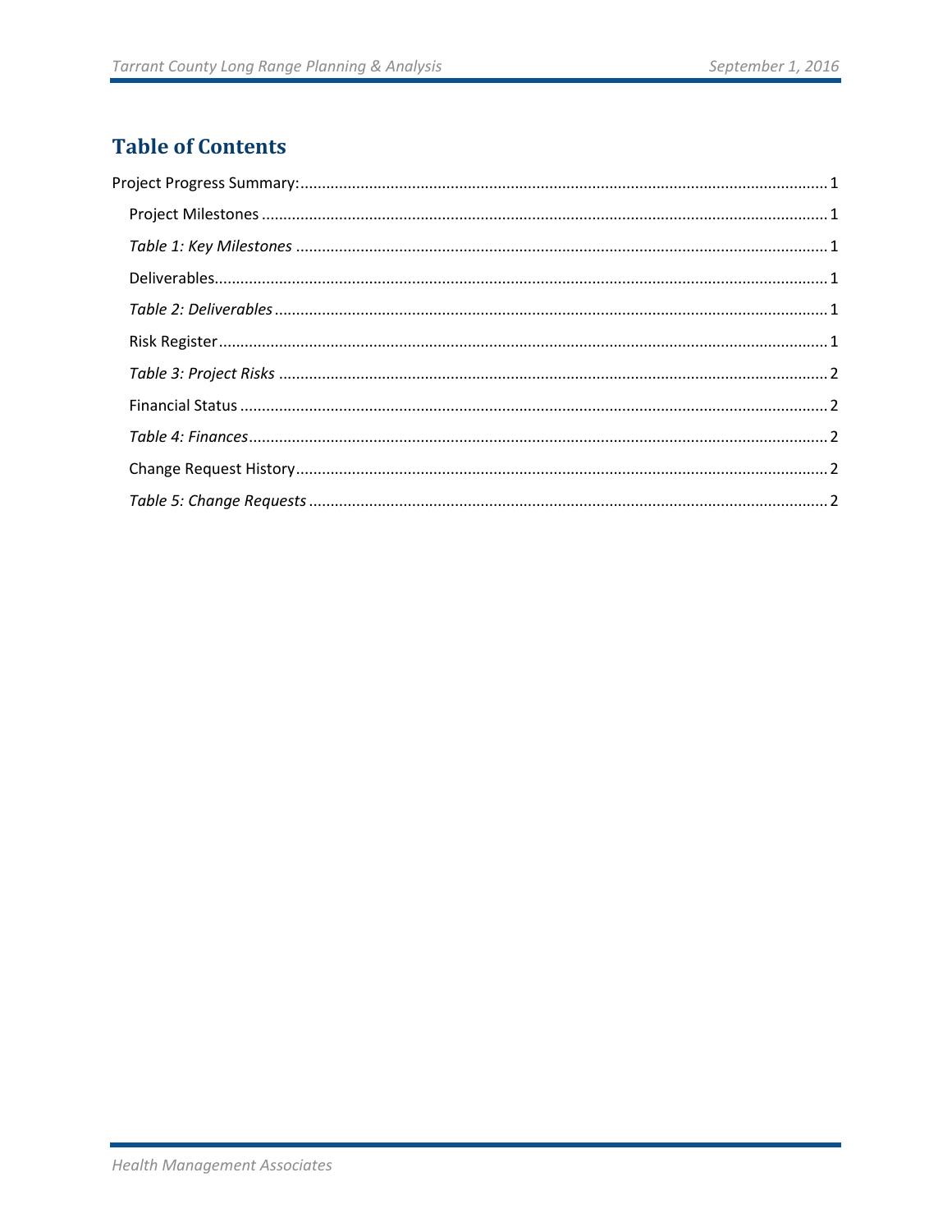## Table of Contents

Project Progress Summary:........................................................................................................ 1

- Project Milestones ................................................................................................................. 1
- *Table 1: Key Milestones* ...................................................................................................... 1
- Deliverables.......................................................................................................................... 1
- *Table 2: Deliverables* ........................................................................................................... 1
- Risk Register ........................................................................................................................ 1
- *Table 3: Project Risks* .......................................................................................................... 2
- Financial Status ..................................................................................................................... 2
- *Table 4: Finances*................................................................................................................. 2
- Change Request History........................................................................................................ 2
- *Table 5: Change Requests* ................................................................................................... 2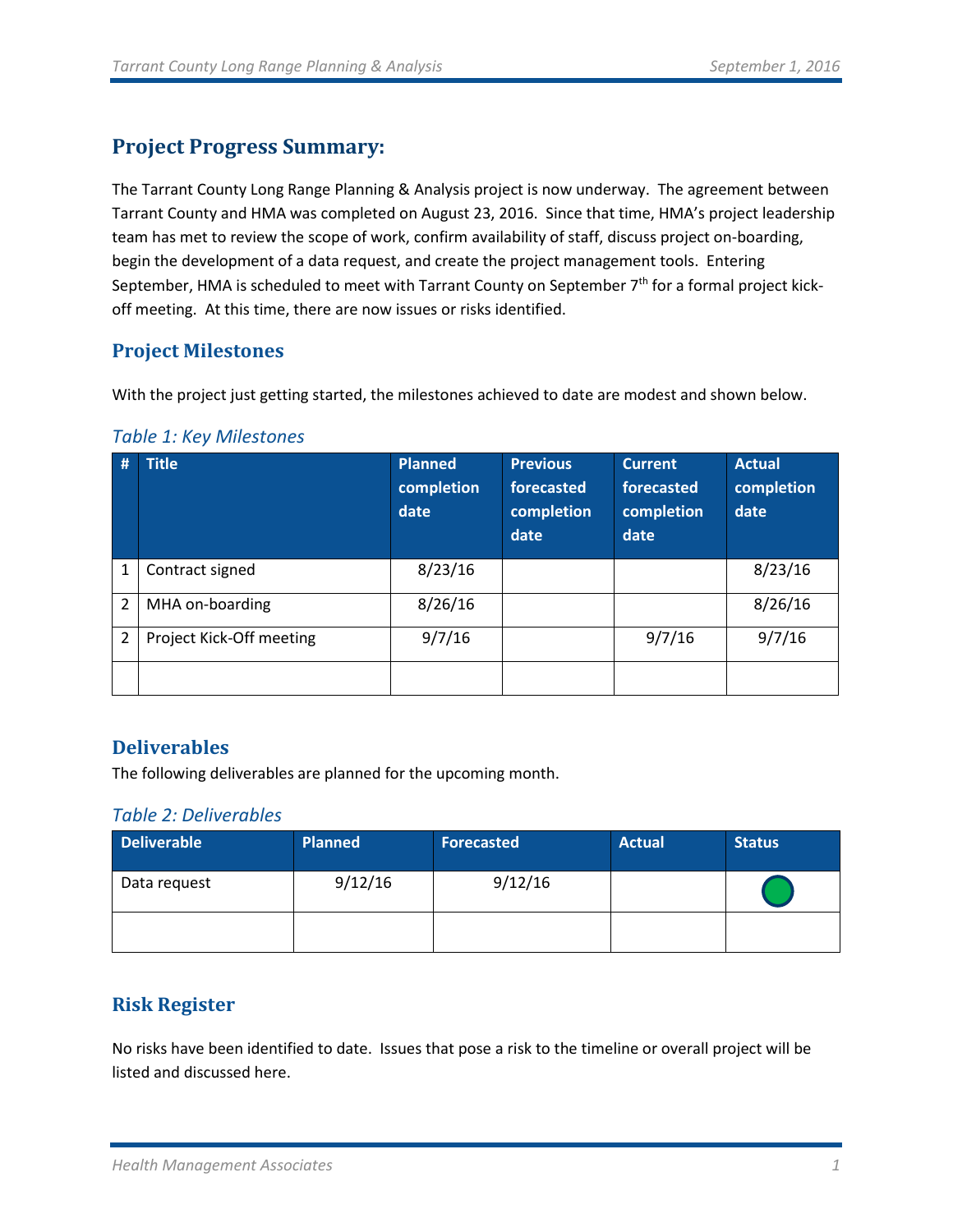## Project Progress Summary:

The Tarrant County Long Range Planning & Analysis project is now underway. The agreement between Tarrant County and HMA was completed on August 23, 2016. Since that time, HMA's project leadership team has met to review the scope of work, confirm availability of staff, discuss project on-boarding, begin the development of a data request, and create the project management tools. Entering September, HMA is scheduled to meet with Tarrant County on September 7th for a formal project kick-off meeting. At this time, there are now issues or risks identified.

### Project Milestones

With the project just getting started, the milestones achieved to date are modest and shown below.

*Table 1: Key Milestones*

| # | Title | Planned completion date | Previous forecasted completion date | Current forecasted completion date | Actual completion date |
|---|---|---|---|---|---|
| 1 | Contract signed | 8/23/16 | | | 8/23/16 |
| 2 | MHA on-boarding | 8/26/16 | | | 8/26/16 |
| 2 | Project Kick-Off meeting | 9/7/16 | | 9/7/16 | 9/7/16 |
| | | | | | |

### Deliverables

The following deliverables are planned for the upcoming month.

*Table 2: Deliverables*

| Deliverable | Planned | Forecasted | Actual | Status |
|---|---|---|---|---|
| Data request | 9/12/16 | 9/12/16 | | ● |
| | | | | |

### Risk Register

No risks have been identified to date. Issues that pose a risk to the timeline or overall project will be listed and discussed here.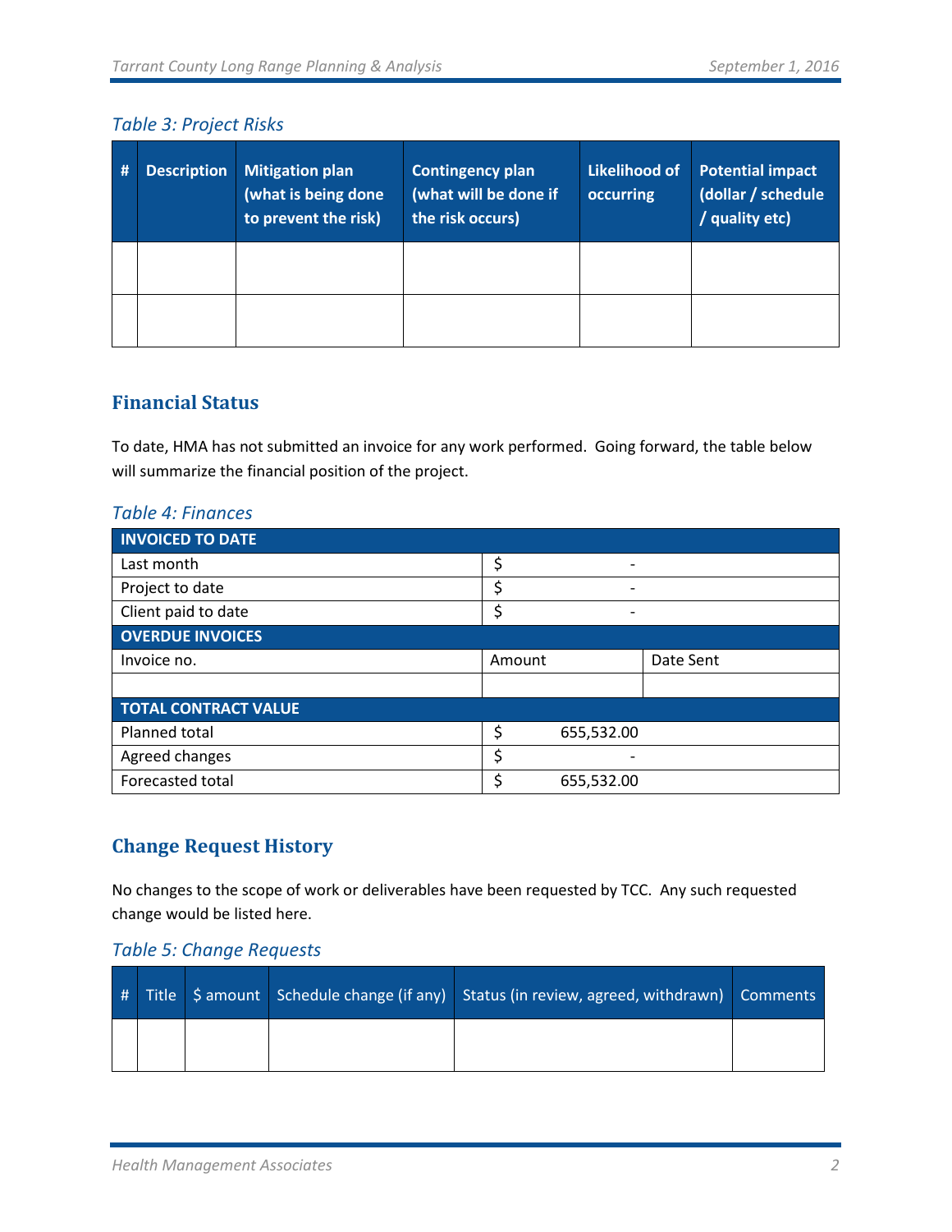*Table 3: Project Risks*

| # | Description | Mitigation plan (what is being done to prevent the risk) | Contingency plan (what will be done if the risk occurs) | Likelihood of occurring | Potential impact (dollar / schedule / quality etc) |
|---|---|---|---|---|---|
| | | | | | |
| | | | | | |

## Financial Status

To date, HMA has not submitted an invoice for any work performed. Going forward, the table below will summarize the financial position of the project.

*Table 4: Finances*

| INVOICED TO DATE | | |
|---|---|---|
| Last month | $ - | |
| Project to date | $ - | |
| Client paid to date | $ - | |
| **OVERDUE INVOICES** | | |
| Invoice no. | Amount | Date Sent |
| | | |
| **TOTAL CONTRACT VALUE** | | |
| Planned total | $ 655,532.00 | |
| Agreed changes | $ - | |
| Forecasted total | $ 655,532.00 | |

## Change Request History

No changes to the scope of work or deliverables have been requested by TCC. Any such requested change would be listed here.

*Table 5: Change Requests*

| # | Title | $ amount | Schedule change (if any) | Status (in review, agreed, withdrawn) | Comments |
|---|---|---|---|---|---|
| | | | | | |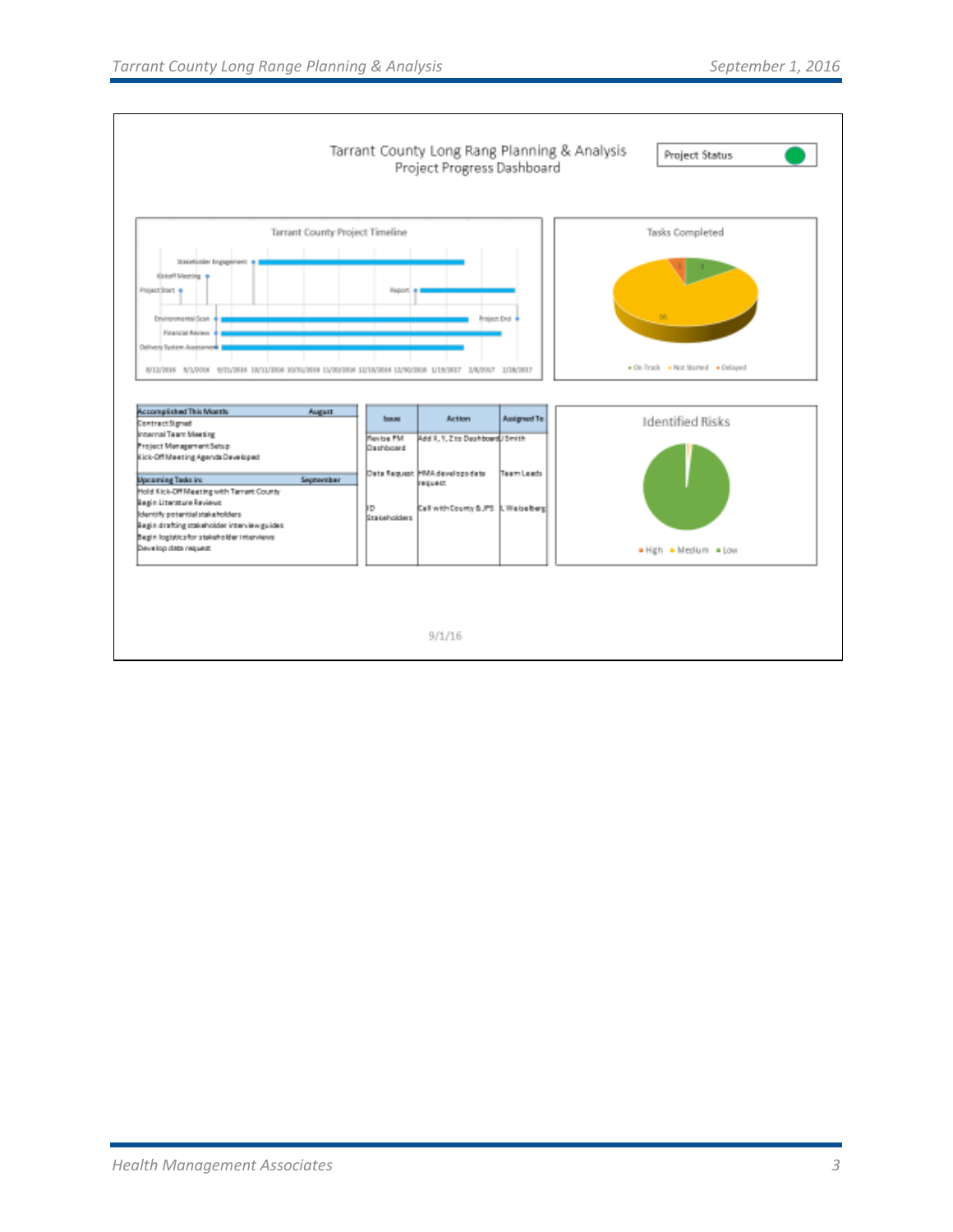Tarrant County Long Rang Planning & Analysis
Project Progress Dashboard

Project Status

Tarrant County Project Timeline

Stakeholder Engagement
Kickoff Meeting
Project Start
Report
Environmental Scan
Project End
Financial Review
Delivery System Assessment

8/12/2016 9/1/2016 9/21/2016 10/11/2016 10/31/2016 11/20/2016 12/10/2016 12/30/2016 1/19/2017 2/8/2017 2/28/2017

Tasks Completed

On Track · Not Started · Delayed

| Accomplished This Month | August |
|---|---|
| Contract Signed | |
| Internal Team Meeting | |
| Project Management Setup | |
| Kick-Off Meeting Agenda Developed | |
| **Upcoming Tasks in:** | **September** |
| Hold Kick-Off Meeting with Tarrant County | |
| Begin Literature Reviews | |
| Identify potential stakeholders | |
| Begin drafting stakeholder interview guides | |
| Begin logistics for stakeholder interviews | |
| Develop data request | |

| Issue | Action | Assigned To |
|---|---|---|
| Revise PM Dashboard | Add X, Y, Z to Dashboard | J Smith |
| Data Request | HMA develops data request | Team Leads |
| ID Stakeholders | Call with County & JPS | L Weiselberg |

Identified Risks

High · Medium · Low

9/1/16